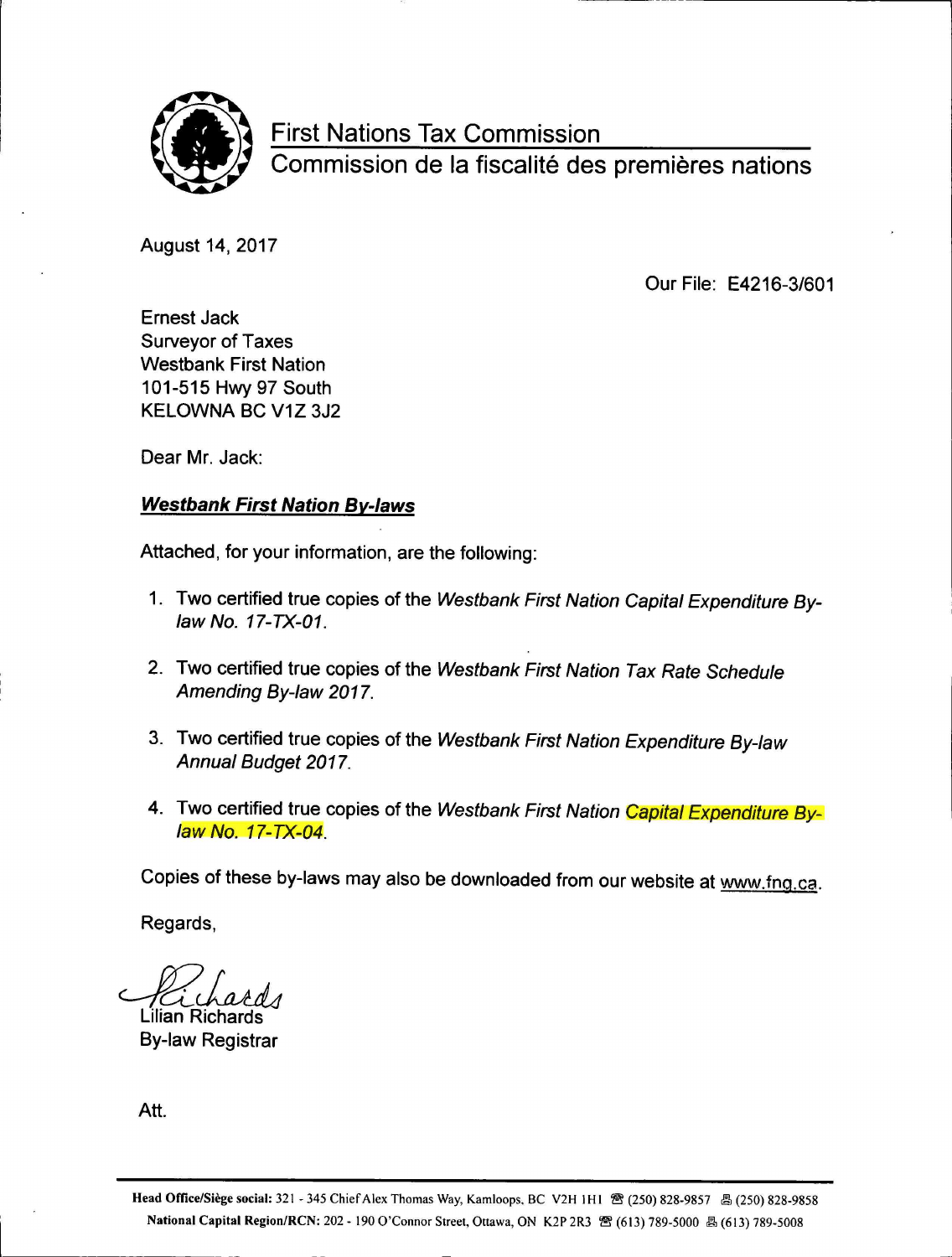First Nations Tax Commission
Commission de la fiscalité des premières nations

August 14, 2017

Our File: E4216-3/601

Ernest Jack
Surveyor of Taxes
Westbank First Nation
101-515 Hwy 97 South
KELOWNA BC V1Z 3J2

Dear Mr. Jack:

***Westbank First Nation By-laws***

Attached, for your information, are the following:

1. Two certified true copies of the *Westbank First Nation Capital Expenditure By-law No. 17-TX-01*.

2. Two certified true copies of the *Westbank First Nation Tax Rate Schedule Amending By-law 2017*.

3. Two certified true copies of the *Westbank First Nation Expenditure By-law Annual Budget 2017*.

4. Two certified true copies of the *Westbank First Nation Capital Expenditure By-law No. 17-TX-04*.

Copies of these by-laws may also be downloaded from our website at www.fng.ca.

Regards,

Lilian Richards
By-law Registrar

Att.

**Head Office/Siège social:** 321 - 345 Chief Alex Thomas Way, Kamloops, BC V2H 1H1 ☎ (250) 828-9857 🖷 (250) 828-9858
**National Capital Region/RCN:** 202 - 190 O'Connor Street, Ottawa, ON K2P 2R3 ☎ (613) 789-5000 🖷 (613) 789-5008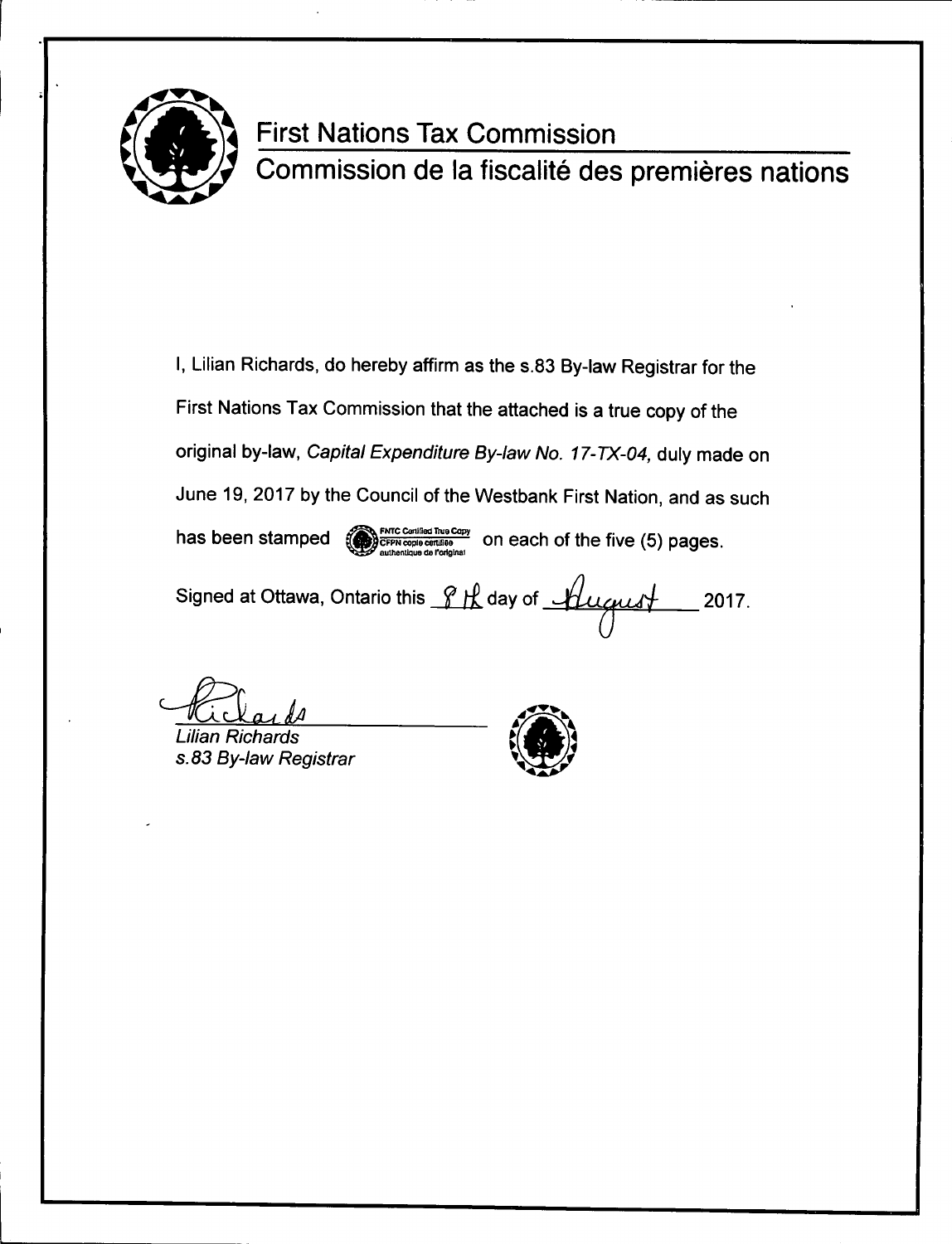# First Nations Tax Commission

# Commission de la fiscalité des premières nations

I, Lilian Richards, do hereby affirm as the s.83 By-law Registrar for the First Nations Tax Commission that the attached is a true copy of the original by-law, *Capital Expenditure By-law No. 17-TX-04,* duly made on June 19, 2017 by the Council of the Westbank First Nation, and as such has been stamped FNTC Certified True Copy / CFPN copie certifiée authentique de l'original on each of the five (5) pages.

Signed at Ottawa, Ontario this 8th day of August 2017.

*Lilian Richards*
*s.83 By-law Registrar*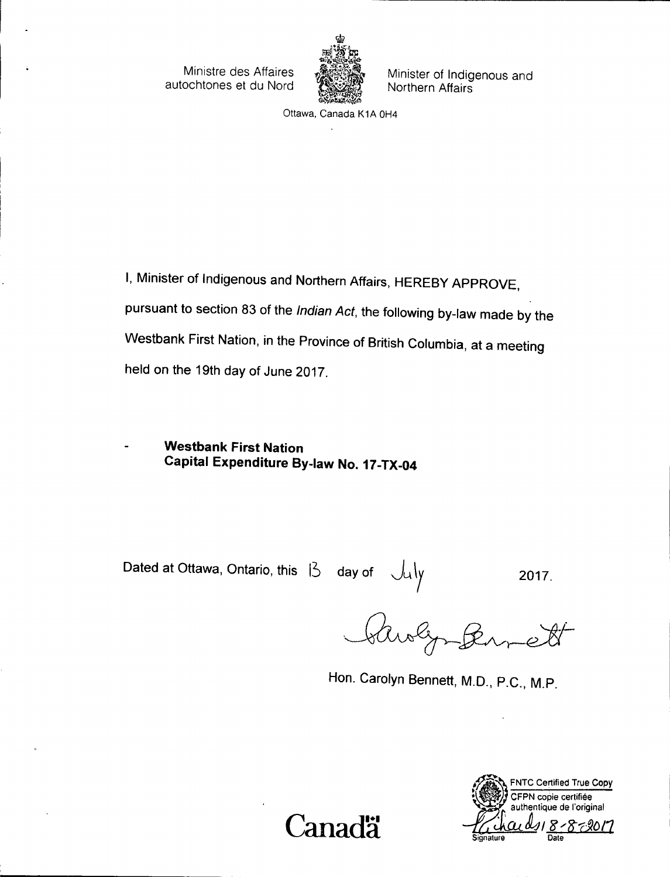Ministre des Affaires autochtones et du Nord

Minister of Indigenous and Northern Affairs

Ottawa, Canada K1A 0H4

I, Minister of Indigenous and Northern Affairs, HEREBY APPROVE, pursuant to section 83 of the *Indian Act*, the following by-law made by the Westbank First Nation, in the Province of British Columbia, at a meeting held on the 19th day of June 2017.

- **Westbank First Nation Capital Expenditure By-law No. 17-TX-04**

Dated at Ottawa, Ontario, this 13 day of July 2017.

Hon. Carolyn Bennett, M.D., P.C., M.P.

Canada

FNTC Certified True Copy
CFPN copie certifiée authentique de l'original
Signature Date 8-8-2017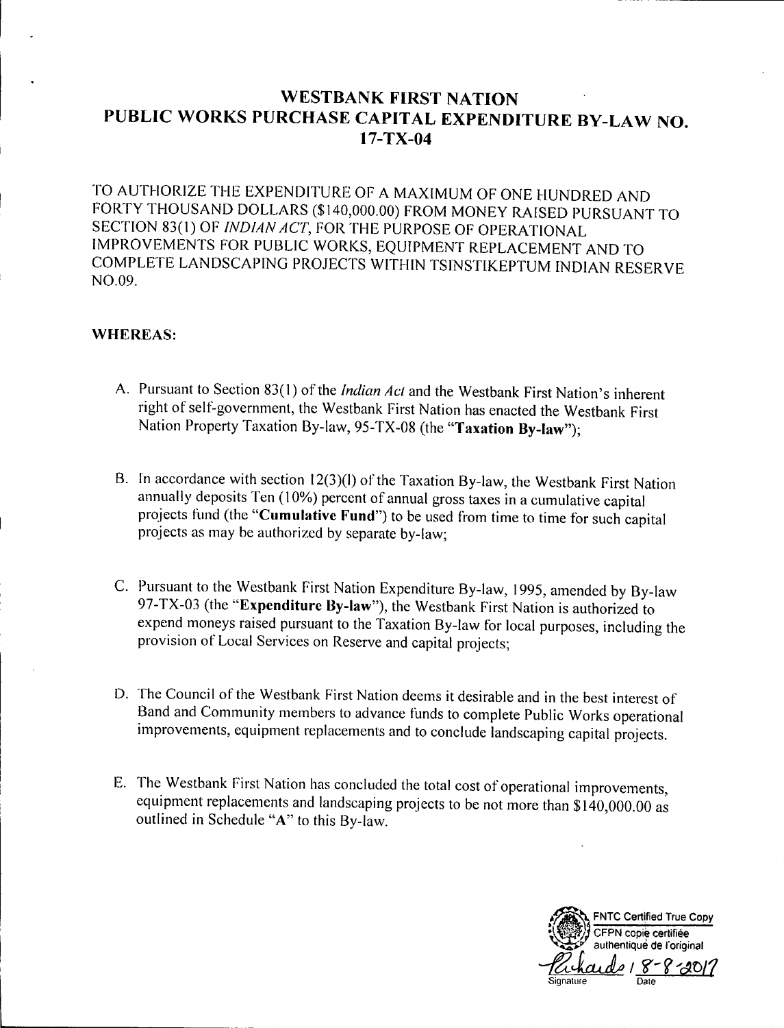# WESTBANK FIRST NATION
# PUBLIC WORKS PURCHASE CAPITAL EXPENDITURE BY-LAW NO. 17-TX-04

TO AUTHORIZE THE EXPENDITURE OF A MAXIMUM OF ONE HUNDRED AND FORTY THOUSAND DOLLARS ($140,000.00) FROM MONEY RAISED PURSUANT TO SECTION 83(1) OF *INDIAN ACT*, FOR THE PURPOSE OF OPERATIONAL IMPROVEMENTS FOR PUBLIC WORKS, EQUIPMENT REPLACEMENT AND TO COMPLETE LANDSCAPING PROJECTS WITHIN TSINSTIKEPTUM INDIAN RESERVE NO.09.

**WHEREAS:**

A. Pursuant to Section 83(1) of the *Indian Act* and the Westbank First Nation's inherent right of self-government, the Westbank First Nation has enacted the Westbank First Nation Property Taxation By-law, 95-TX-08 (the "**Taxation By-law**");

B. In accordance with section 12(3)(l) of the Taxation By-law, the Westbank First Nation annually deposits Ten (10%) percent of annual gross taxes in a cumulative capital projects fund (the "**Cumulative Fund**") to be used from time to time for such capital projects as may be authorized by separate by-law;

C. Pursuant to the Westbank First Nation Expenditure By-law, 1995, amended by By-law 97-TX-03 (the "**Expenditure By-law**"), the Westbank First Nation is authorized to expend moneys raised pursuant to the Taxation By-law for local purposes, including the provision of Local Services on Reserve and capital projects;

D. The Council of the Westbank First Nation deems it desirable and in the best interest of Band and Community members to advance funds to complete Public Works operational improvements, equipment replacements and to conclude landscaping capital projects.

E. The Westbank First Nation has concluded the total cost of operational improvements, equipment replacements and landscaping projects to be not more than $140,000.00 as outlined in Schedule "**A**" to this By-law.

FNTC Certified True Copy
CFPN copie certifiée authentique de l'original
Signature: Richards / Date: 8-8-2017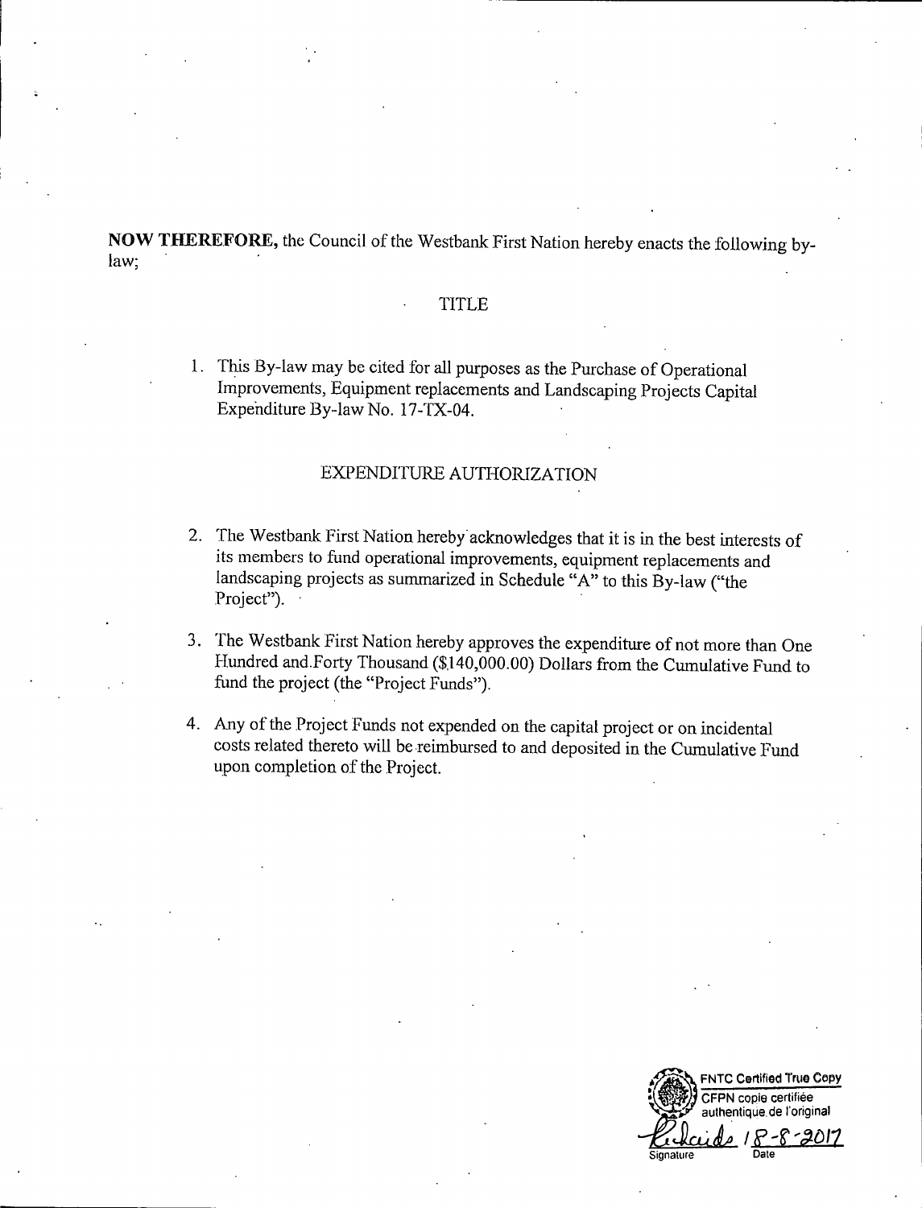**NOW THEREFORE,** the Council of the Westbank First Nation hereby enacts the following by-law;

## TITLE

1. This By-law may be cited for all purposes as the Purchase of Operational Improvements, Equipment replacements and Landscaping Projects Capital Expenditure By-law No. 17-TX-04.

## EXPENDITURE AUTHORIZATION

2. The Westbank First Nation hereby acknowledges that it is in the best interests of its members to fund operational improvements, equipment replacements and landscaping projects as summarized in Schedule "A" to this By-law ("the Project").

3. The Westbank First Nation hereby approves the expenditure of not more than One Hundred and Forty Thousand ($140,000.00) Dollars from the Cumulative Fund to fund the project (the "Project Funds").

4. Any of the Project Funds not expended on the capital project or on incidental costs related thereto will be reimbursed to and deposited in the Cumulative Fund upon completion of the Project.

FNTC Certified True Copy
CFPN copie certifiée authentique de l'original
Signature 18-8-2017 Date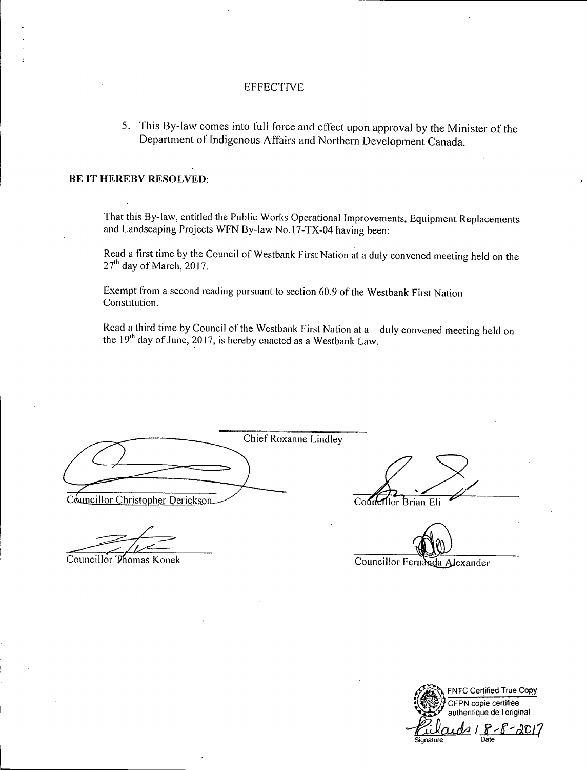EFFECTIVE

5. This By-law comes into full force and effect upon approval by the Minister of the Department of Indigenous Affairs and Northern Development Canada.

**BE IT HEREBY RESOLVED:**

That this By-law, entitled the Public Works Operational Improvements, Equipment Replacements and Landscaping Projects WFN By-law No.17-TX-04 having been:

Read a first time by the Council of Westbank First Nation at a duly convened meeting held on the 27th day of March, 2017.

Exempt from a second reading pursuant to section 60.9 of the Westbank First Nation Constitution.

Read a third time by Council of the Westbank First Nation at a duly convened meeting held on the 19th day of June, 2017, is hereby enacted as a Westbank Law.

Chief Roxanne Lindley

Councillor Christopher Derickson

Councillor Brian Eli

Councillor Thomas Konek

Councillor Fernanda Alexander

FNTC Certified True Copy
CFPN copie certifiée authentique de l'original

Signature / Date 8-8-2017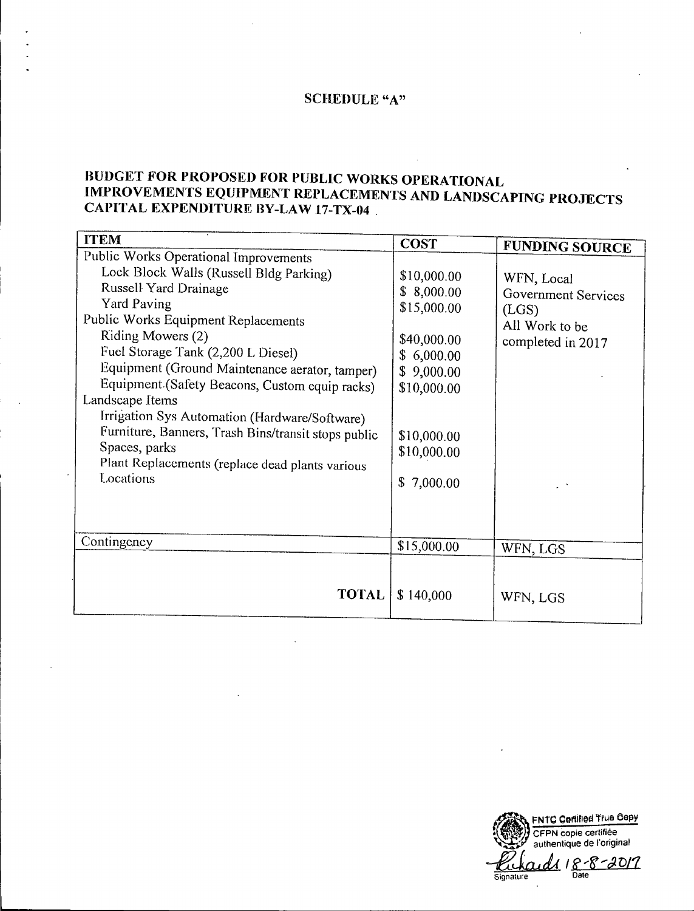# SCHEDULE "A"

## BUDGET FOR PROPOSED FOR PUBLIC WORKS OPERATIONAL IMPROVEMENTS EQUIPMENT REPLACEMENTS AND LANDSCAPING PROJECTS CAPITAL EXPENDITURE BY-LAW 17-TX-04

| ITEM | COST | FUNDING SOURCE |
|---|---|---|
| Public Works Operational Improvements | | WFN, Local Government Services (LGS) All Work to be completed in 2017 |
| Lock Block Walls (Russell Bldg Parking) | $10,000.00 | |
| Russell Yard Drainage | $ 8,000.00 | |
| Yard Paving | $15,000.00 | |
| Public Works Equipment Replacements | | |
| Riding Mowers (2) | $40,000.00 | |
| Fuel Storage Tank (2,200 L Diesel) | $ 6,000.00 | |
| Equipment (Ground Maintenance aerator, tamper) | $ 9,000.00 | |
| Equipment (Safety Beacons, Custom equip racks) | $10,000.00 | |
| Landscape Items | | |
| Irrigation Sys Automation (Hardware/Software) | $10,000.00 | |
| Furniture, Banners, Trash Bins/transit stops public Spaces, parks | $10,000.00 | |
| Plant Replacements (replace dead plants various Locations | $ 7,000.00 | |
| Contingency | $15,000.00 | WFN, LGS |
| **TOTAL** | $ 140,000 | WFN, LGS |

FNTC Certified True Copy
CFPN copie certifiée authentique de l'original

Richards 18-8-2017
Signature Date